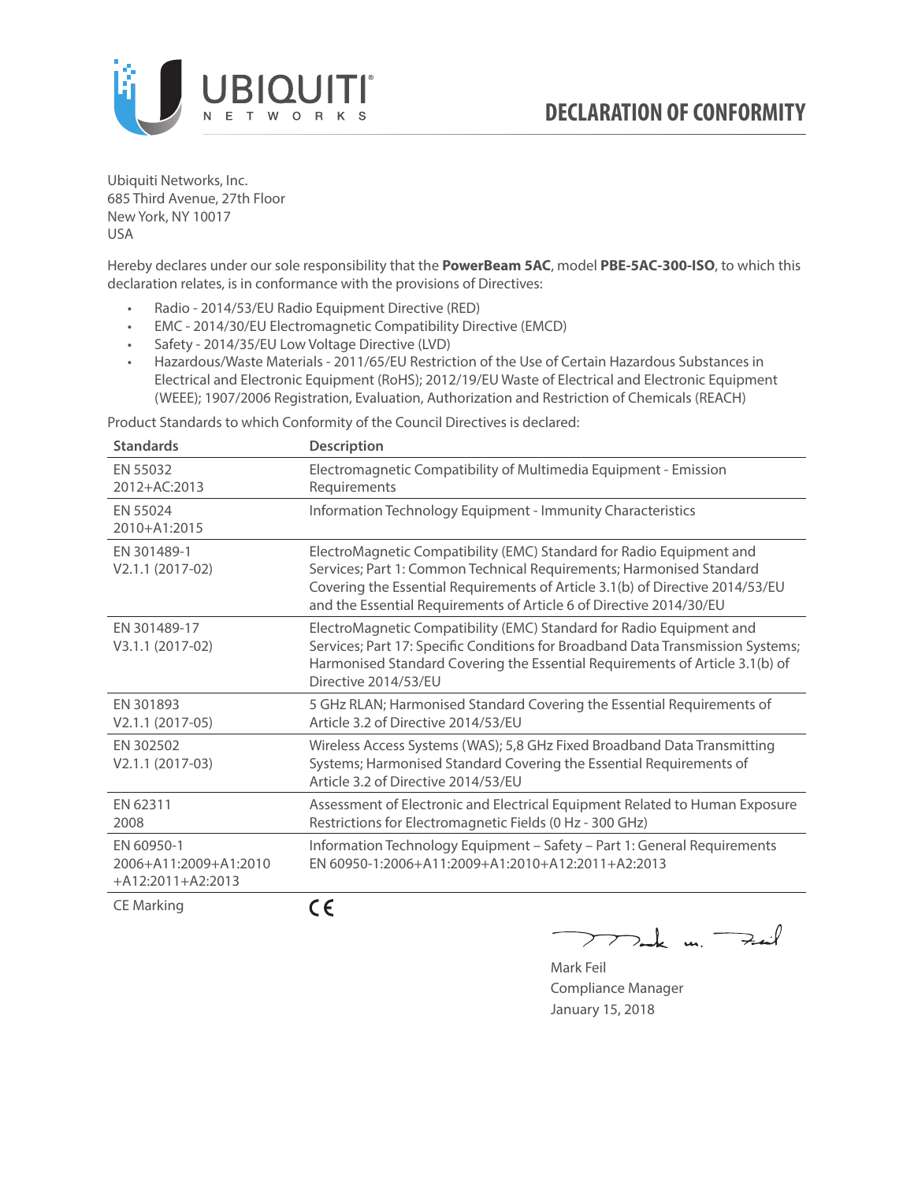# DECLARATION OF CONFORMITY

Ubiquiti Networks, Inc.
685 Third Avenue, 27th Floor
New York, NY 10017
USA

Hereby declares under our sole responsibility that the **PowerBeam 5AC**, model **PBE-5AC-300-ISO**, to which this declaration relates, is in conformance with the provisions of Directives:

- Radio - 2014/53/EU Radio Equipment Directive (RED)
- EMC - 2014/30/EU Electromagnetic Compatibility Directive (EMCD)
- Safety - 2014/35/EU Low Voltage Directive (LVD)
- Hazardous/Waste Materials - 2011/65/EU Restriction of the Use of Certain Hazardous Substances in Electrical and Electronic Equipment (RoHS); 2012/19/EU Waste of Electrical and Electronic Equipment (WEEE); 1907/2006 Registration, Evaluation, Authorization and Restriction of Chemicals (REACH)

Product Standards to which Conformity of the Council Directives is declared:

| Standards | Description |
|---|---|
| EN 55032 2012+AC:2013 | Electromagnetic Compatibility of Multimedia Equipment - Emission Requirements |
| EN 55024 2010+A1:2015 | Information Technology Equipment - Immunity Characteristics |
| EN 301489-1 V2.1.1 (2017-02) | ElectroMagnetic Compatibility (EMC) Standard for Radio Equipment and Services; Part 1: Common Technical Requirements; Harmonised Standard Covering the Essential Requirements of Article 3.1(b) of Directive 2014/53/EU and the Essential Requirements of Article 6 of Directive 2014/30/EU |
| EN 301489-17 V3.1.1 (2017-02) | ElectroMagnetic Compatibility (EMC) Standard for Radio Equipment and Services; Part 17: Specific Conditions for Broadband Data Transmission Systems; Harmonised Standard Covering the Essential Requirements of Article 3.1(b) of Directive 2014/53/EU |
| EN 301893 V2.1.1 (2017-05) | 5 GHz RLAN; Harmonised Standard Covering the Essential Requirements of Article 3.2 of Directive 2014/53/EU |
| EN 302502 V2.1.1 (2017-03) | Wireless Access Systems (WAS); 5,8 GHz Fixed Broadband Data Transmitting Systems; Harmonised Standard Covering the Essential Requirements of Article 3.2 of Directive 2014/53/EU |
| EN 62311 2008 | Assessment of Electronic and Electrical Equipment Related to Human Exposure Restrictions for Electromagnetic Fields (0 Hz - 300 GHz) |
| EN 60950-1 2006+A11:2009+A1:2010 +A12:2011+A2:2013 | Information Technology Equipment – Safety – Part 1: General Requirements EN 60950-1:2006+A11:2009+A1:2010+A12:2011+A2:2013 |
| CE Marking | CE |

Mark Feil
Compliance Manager
January 15, 2018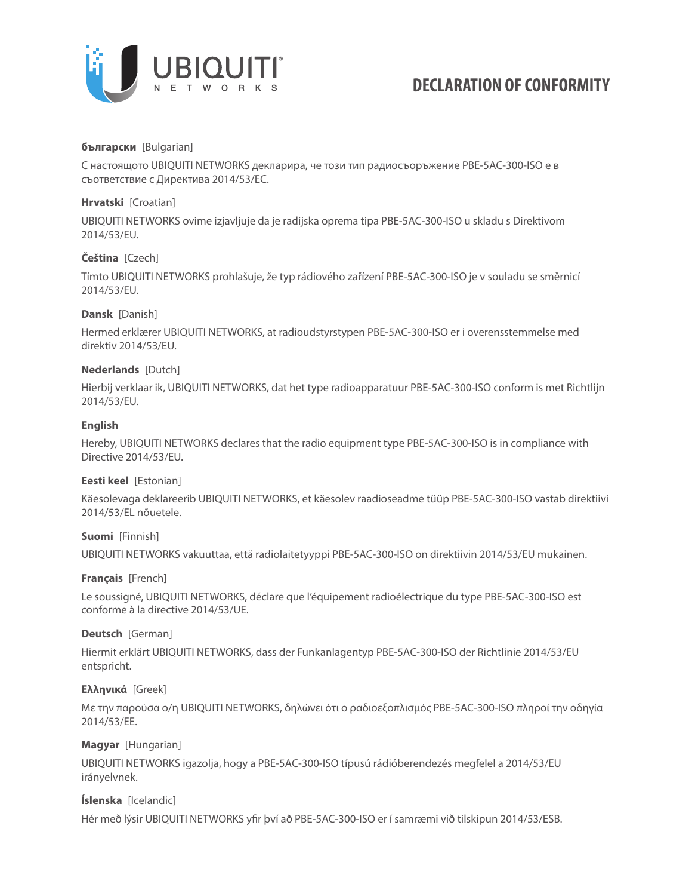# DECLARATION OF CONFORMITY

**български** [Bulgarian]

С настоящото UBIQUITI NETWORKS декларира, че този тип радиосъоръжение PBE-5AC-300-ISO е в съответствие с Директива 2014/53/ЕС.

**Hrvatski** [Croatian]

UBIQUITI NETWORKS ovime izjavljuje da je radijska oprema tipa PBE-5AC-300-ISO u skladu s Direktivom 2014/53/EU.

**Čeština** [Czech]

Tímto UBIQUITI NETWORKS prohlašuje, že typ rádiového zařízení PBE-5AC-300-ISO je v souladu se směrnicí 2014/53/EU.

**Dansk** [Danish]

Hermed erklærer UBIQUITI NETWORKS, at radioudstyrstypen PBE-5AC-300-ISO er i overensstemmelse med direktiv 2014/53/EU.

**Nederlands** [Dutch]

Hierbij verklaar ik, UBIQUITI NETWORKS, dat het type radioapparatuur PBE-5AC-300-ISO conform is met Richtlijn 2014/53/EU.

**English**

Hereby, UBIQUITI NETWORKS declares that the radio equipment type PBE-5AC-300-ISO is in compliance with Directive 2014/53/EU.

**Eesti keel** [Estonian]

Käesolevaga deklareerib UBIQUITI NETWORKS, et käesolev raadioseadme tüüp PBE-5AC-300-ISO vastab direktiivi 2014/53/EL nõuetele.

**Suomi** [Finnish]

UBIQUITI NETWORKS vakuuttaa, että radiolaitetyyppi PBE-5AC-300-ISO on direktiivin 2014/53/EU mukainen.

**Français** [French]

Le soussigné, UBIQUITI NETWORKS, déclare que l'équipement radioélectrique du type PBE-5AC-300-ISO est conforme à la directive 2014/53/UE.

**Deutsch** [German]

Hiermit erklärt UBIQUITI NETWORKS, dass der Funkanlagentyp PBE-5AC-300-ISO der Richtlinie 2014/53/EU entspricht.

**Ελληνικά** [Greek]

Με την παρούσα ο/η UBIQUITI NETWORKS, δηλώνει ότι ο ραδιοεξοπλισμός PBE-5AC-300-ISO πληροί την οδηγία 2014/53/ΕΕ.

**Magyar** [Hungarian]

UBIQUITI NETWORKS igazolja, hogy a PBE-5AC-300-ISO típusú rádióberendezés megfelel a 2014/53/EU irányelvnek.

**Íslenska** [Icelandic]

Hér með lýsir UBIQUITI NETWORKS yfir því að PBE-5AC-300-ISO er í samræmi við tilskipun 2014/53/ESB.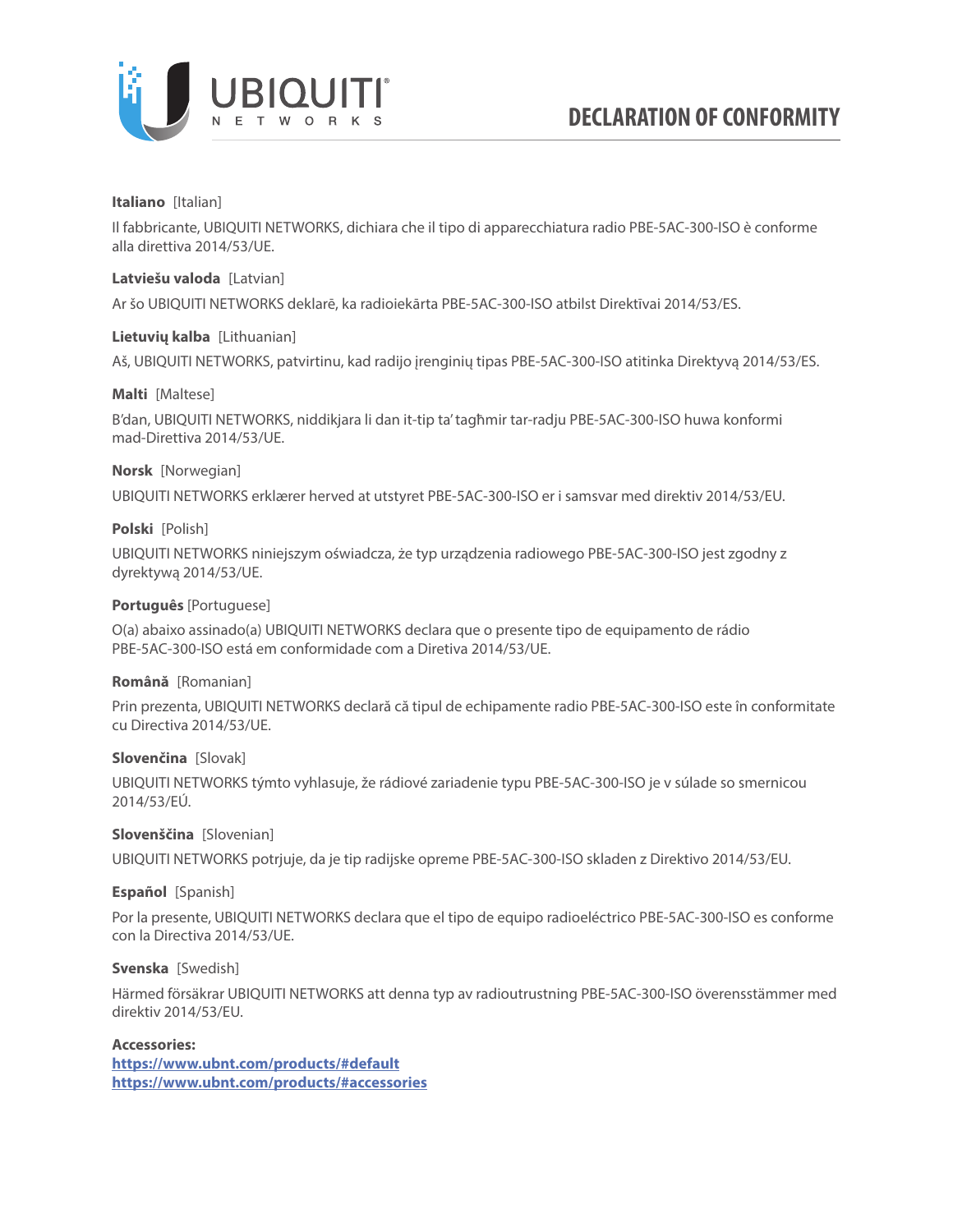**Italiano** [Italian]

Il fabbricante, UBIQUITI NETWORKS, dichiara che il tipo di apparecchiatura radio PBE-5AC-300-ISO è conforme alla direttiva 2014/53/UE.

**Latviešu valoda** [Latvian]

Ar šo UBIQUITI NETWORKS deklarē, ka radioiekārta PBE-5AC-300-ISO atbilst Direktīvai 2014/53/ES.

**Lietuvių kalba** [Lithuanian]

Aš, UBIQUITI NETWORKS, patvirtinu, kad radijo įrenginių tipas PBE-5AC-300-ISO atitinka Direktyvą 2014/53/ES.

**Malti** [Maltese]

B'dan, UBIQUITI NETWORKS, niddikjara li dan it-tip ta' tagħmir tar-radju PBE-5AC-300-ISO huwa konformi mad-Direttiva 2014/53/UE.

**Norsk** [Norwegian]

UBIQUITI NETWORKS erklærer herved at utstyret PBE-5AC-300-ISO er i samsvar med direktiv 2014/53/EU.

**Polski** [Polish]

UBIQUITI NETWORKS niniejszym oświadcza, że typ urządzenia radiowego PBE-5AC-300-ISO jest zgodny z dyrektywą 2014/53/UE.

**Português** [Portuguese]

O(a) abaixo assinado(a) UBIQUITI NETWORKS declara que o presente tipo de equipamento de rádio PBE-5AC-300-ISO está em conformidade com a Diretiva 2014/53/UE.

**Română** [Romanian]

Prin prezenta, UBIQUITI NETWORKS declară că tipul de echipamente radio PBE-5AC-300-ISO este în conformitate cu Directiva 2014/53/UE.

**Slovenčina** [Slovak]

UBIQUITI NETWORKS týmto vyhlasuje, že rádiové zariadenie typu PBE-5AC-300-ISO je v súlade so smernicou 2014/53/EÚ.

**Slovenščina** [Slovenian]

UBIQUITI NETWORKS potrjuje, da je tip radijske opreme PBE-5AC-300-ISO skladen z Direktivo 2014/53/EU.

**Español** [Spanish]

Por la presente, UBIQUITI NETWORKS declara que el tipo de equipo radioeléctrico PBE-5AC-300-ISO es conforme con la Directiva 2014/53/UE.

**Svenska** [Swedish]

Härmed försäkrar UBIQUITI NETWORKS att denna typ av radioutrustning PBE-5AC-300-ISO överensstämmer med direktiv 2014/53/EU.

**Accessories:**
**https://www.ubnt.com/products/#default**
**https://www.ubnt.com/products/#accessories**